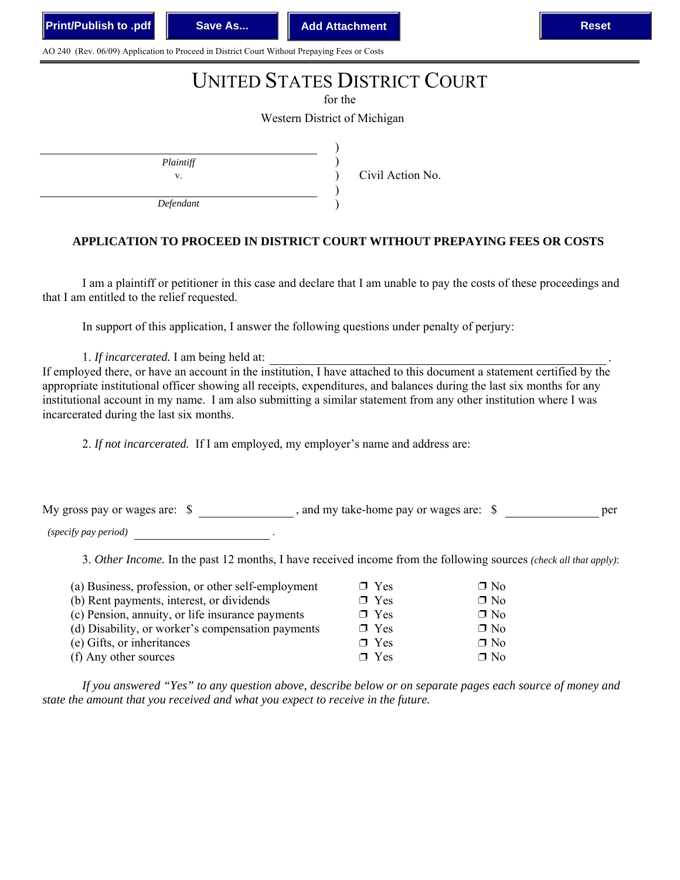AO 240 (Rev. 06/09) Application to Proceed in District Court Without Prepaying Fees or Costs

# UNITED STATES DISTRICT COURT

for the

Western District of Michigan

| | | |
|---|---|---|
| _______________________ *Plaintiff* | ) | |
| v. | ) | Civil Action No. |
| _______________________ *Defendant* | ) | |

**APPLICATION TO PROCEED IN DISTRICT COURT WITHOUT PREPAYING FEES OR COSTS**

I am a plaintiff or petitioner in this case and declare that I am unable to pay the costs of these proceedings and that I am entitled to the relief requested.

In support of this application, I answer the following questions under penalty of perjury:

1. *If incarcerated.* I am being held at: _______________________________________________ .
If employed there, or have an account in the institution, I have attached to this document a statement certified by the appropriate institutional officer showing all receipts, expenditures, and balances during the last six months for any institutional account in my name. I am also submitting a similar statement from any other institution where I was incarcerated during the last six months.

2. *If not incarcerated.* If I am employed, my employer's name and address are:

My gross pay or wages are: $ ______________ , and my take-home pay or wages are: $ ______________ per *(specify pay period)* ____________________ .

3. *Other Income.* In the past 12 months, I have received income from the following sources *(check all that apply)*:

| | | |
|---|---|---|
| (a) Business, profession, or other self-employment | ❒ Yes | ❒ No |
| (b) Rent payments, interest, or dividends | ❒ Yes | ❒ No |
| (c) Pension, annuity, or life insurance payments | ❒ Yes | ❒ No |
| (d) Disability, or worker's compensation payments | ❒ Yes | ❒ No |
| (e) Gifts, or inheritances | ❒ Yes | ❒ No |
| (f) Any other sources | ❒ Yes | ❒ No |

*If you answered "Yes" to any question above, describe below or on separate pages each source of money and state the amount that you received and what you expect to receive in the future.*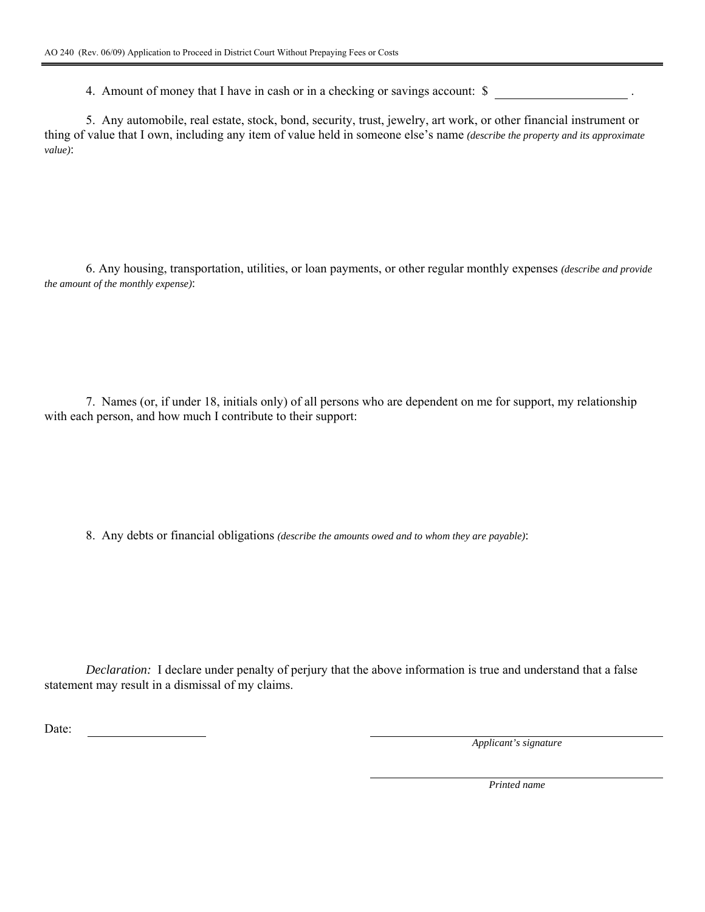4. Amount of money that I have in cash or in a checking or savings account: $ ____________________ .

5. Any automobile, real estate, stock, bond, security, trust, jewelry, art work, or other financial instrument or thing of value that I own, including any item of value held in someone else's name *(describe the property and its approximate value)*:

6. Any housing, transportation, utilities, or loan payments, or other regular monthly expenses *(describe and provide the amount of the monthly expense)*:

7. Names (or, if under 18, initials only) of all persons who are dependent on me for support, my relationship with each person, and how much I contribute to their support:

8. Any debts or financial obligations *(describe the amounts owed and to whom they are payable)*:

*Declaration:* I declare under penalty of perjury that the above information is true and understand that a false statement may result in a dismissal of my claims.

Date: ____________________

____________________________________________
*Applicant's signature*

____________________________________________
*Printed name*